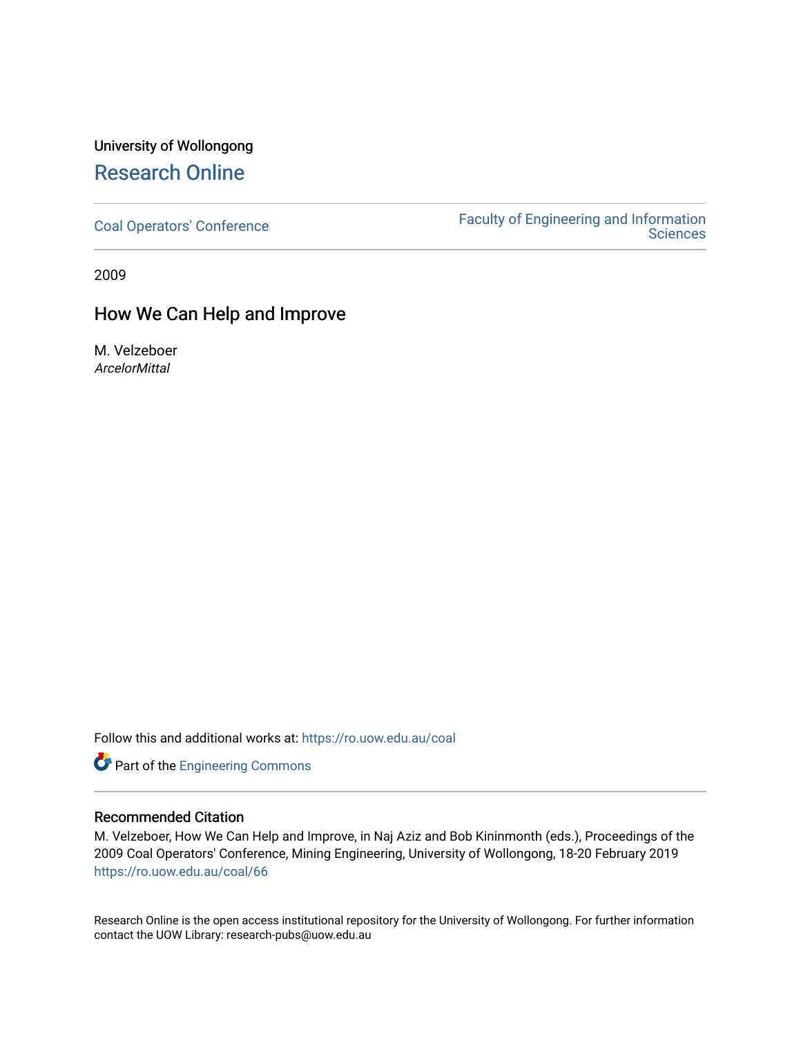University of Wollongong

# Research Online

Coal Operators' Conference | Faculty of Engineering and Information Sciences

2009

## How We Can Help and Improve

M. Velzeboer
*ArcelorMittal*

Follow this and additional works at: https://ro.uow.edu.au/coal

Part of the Engineering Commons

### Recommended Citation

M. Velzeboer, How We Can Help and Improve, in Naj Aziz and Bob Kininmonth (eds.), Proceedings of the 2009 Coal Operators' Conference, Mining Engineering, University of Wollongong, 18-20 February 2019
https://ro.uow.edu.au/coal/66

Research Online is the open access institutional repository for the University of Wollongong. For further information contact the UOW Library: research-pubs@uow.edu.au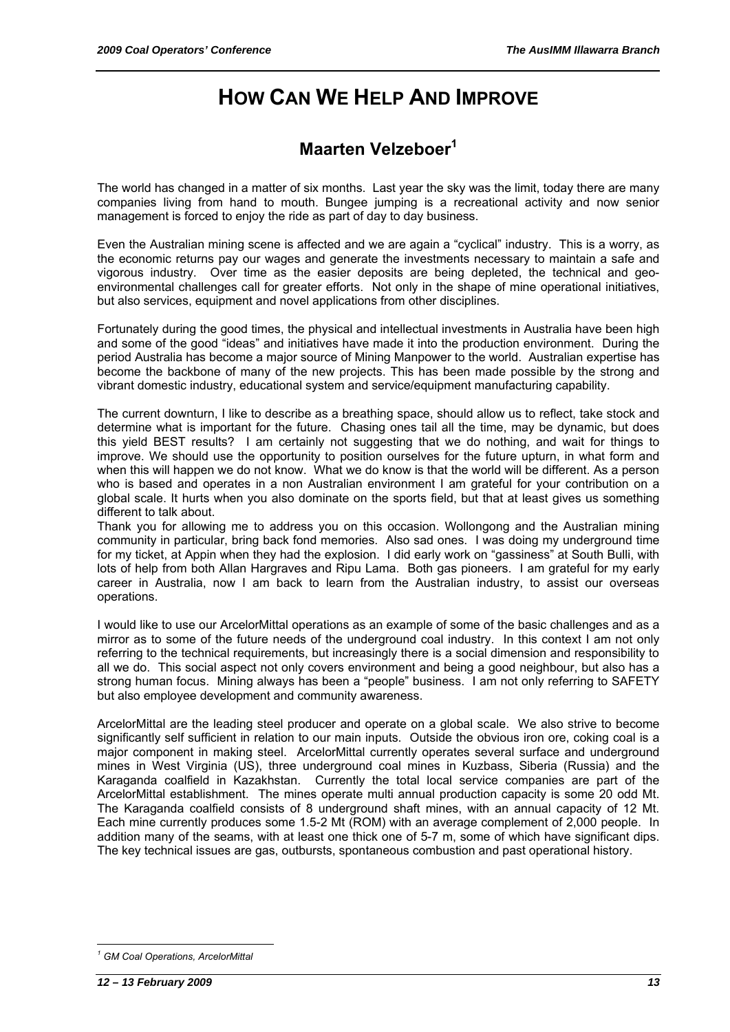# HOW CAN WE HELP AND IMPROVE

## Maarten Velzeboer[1]

The world has changed in a matter of six months. Last year the sky was the limit, today there are many companies living from hand to mouth. Bungee jumping is a recreational activity and now senior management is forced to enjoy the ride as part of day to day business.

Even the Australian mining scene is affected and we are again a "cyclical" industry. This is a worry, as the economic returns pay our wages and generate the investments necessary to maintain a safe and vigorous industry. Over time as the easier deposits are being depleted, the technical and geo-environmental challenges call for greater efforts. Not only in the shape of mine operational initiatives, but also services, equipment and novel applications from other disciplines.

Fortunately during the good times, the physical and intellectual investments in Australia have been high and some of the good "ideas" and initiatives have made it into the production environment. During the period Australia has become a major source of Mining Manpower to the world. Australian expertise has become the backbone of many of the new projects. This has been made possible by the strong and vibrant domestic industry, educational system and service/equipment manufacturing capability.

The current downturn, I like to describe as a breathing space, should allow us to reflect, take stock and determine what is important for the future. Chasing ones tail all the time, may be dynamic, but does this yield BEST results? I am certainly not suggesting that we do nothing, and wait for things to improve. We should use the opportunity to position ourselves for the future upturn, in what form and when this will happen we do not know. What we do know is that the world will be different. As a person who is based and operates in a non Australian environment I am grateful for your contribution on a global scale. It hurts when you also dominate on the sports field, but that at least gives us something different to talk about.

Thank you for allowing me to address you on this occasion. Wollongong and the Australian mining community in particular, bring back fond memories. Also sad ones. I was doing my underground time for my ticket, at Appin when they had the explosion. I did early work on "gassiness" at South Bulli, with lots of help from both Allan Hargraves and Ripu Lama. Both gas pioneers. I am grateful for my early career in Australia, now I am back to learn from the Australian industry, to assist our overseas operations.

I would like to use our ArcelorMittal operations as an example of some of the basic challenges and as a mirror as to some of the future needs of the underground coal industry. In this context I am not only referring to the technical requirements, but increasingly there is a social dimension and responsibility to all we do. This social aspect not only covers environment and being a good neighbour, but also has a strong human focus. Mining always has been a "people" business. I am not only referring to SAFETY but also employee development and community awareness.

ArcelorMittal are the leading steel producer and operate on a global scale. We also strive to become significantly self sufficient in relation to our main inputs. Outside the obvious iron ore, coking coal is a major component in making steel. ArcelorMittal currently operates several surface and underground mines in West Virginia (US), three underground coal mines in Kuzbass, Siberia (Russia) and the Karaganda coalfield in Kazakhstan. Currently the total local service companies are part of the ArcelorMittal establishment. The mines operate multi annual production capacity is some 20 odd Mt. The Karaganda coalfield consists of 8 underground shaft mines, with an annual capacity of 12 Mt. Each mine currently produces some 1.5-2 Mt (ROM) with an average complement of 2,000 people. In addition many of the seams, with at least one thick one of 5-7 m, some of which have significant dips. The key technical issues are gas, outbursts, spontaneous combustion and past operational history.

---

[1] *GM Coal Operations, ArcelorMittal*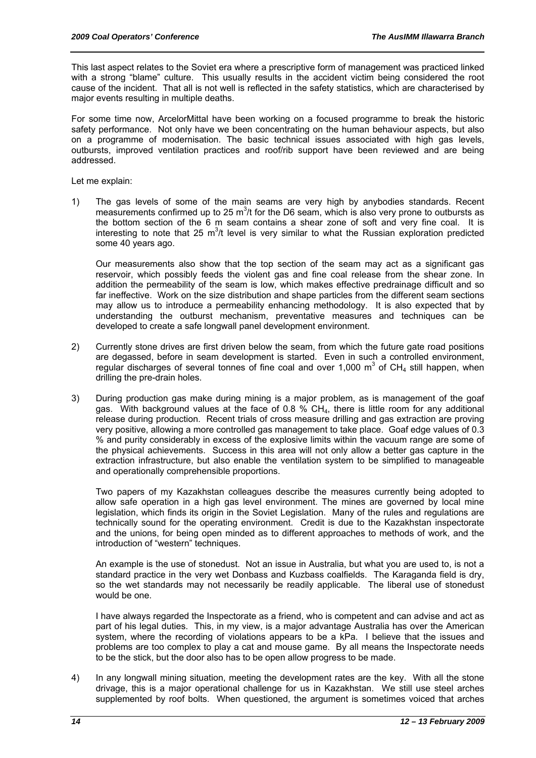This last aspect relates to the Soviet era where a prescriptive form of management was practiced linked with a strong "blame" culture. This usually results in the accident victim being considered the root cause of the incident. That all is not well is reflected in the safety statistics, which are characterised by major events resulting in multiple deaths.

For some time now, ArcelorMittal have been working on a focused programme to break the historic safety performance. Not only have we been concentrating on the human behaviour aspects, but also on a programme of modernisation. The basic technical issues associated with high gas levels, outbursts, improved ventilation practices and roof/rib support have been reviewed and are being addressed.

Let me explain:

1) The gas levels of some of the main seams are very high by anybodies standards. Recent measurements confirmed up to 25 $m^3$/t for the D6 seam, which is also very prone to outbursts as the bottom section of the 6 m seam contains a shear zone of soft and very fine coal. It is interesting to note that 25 $m^3$/t level is very similar to what the Russian exploration predicted some 40 years ago.

   Our measurements also show that the top section of the seam may act as a significant gas reservoir, which possibly feeds the violent gas and fine coal release from the shear zone. In addition the permeability of the seam is low, which makes effective predrainage difficult and so far ineffective. Work on the size distribution and shape particles from the different seam sections may allow us to introduce a permeability enhancing methodology. It is also expected that by understanding the outburst mechanism, preventative measures and techniques can be developed to create a safe longwall panel development environment.

2) Currently stone drives are first driven below the seam, from which the future gate road positions are degassed, before in seam development is started. Even in such a controlled environment, regular discharges of several tonnes of fine coal and over 1,000 $m^3$ of $CH_4$ still happen, when drilling the pre-drain holes.

3) During production gas make during mining is a major problem, as is management of the goaf gas. With background values at the face of 0.8 % $CH_4$, there is little room for any additional release during production. Recent trials of cross measure drilling and gas extraction are proving very positive, allowing a more controlled gas management to take place. Goaf edge values of 0.3 % and purity considerably in excess of the explosive limits within the vacuum range are some of the physical achievements. Success in this area will not only allow a better gas capture in the extraction infrastructure, but also enable the ventilation system to be simplified to manageable and operationally comprehensible proportions.

   Two papers of my Kazakhstan colleagues describe the measures currently being adopted to allow safe operation in a high gas level environment. The mines are governed by local mine legislation, which finds its origin in the Soviet Legislation. Many of the rules and regulations are technically sound for the operating environment. Credit is due to the Kazakhstan inspectorate and the unions, for being open minded as to different approaches to methods of work, and the introduction of "western" techniques.

   An example is the use of stonedust. Not an issue in Australia, but what you are used to, is not a standard practice in the very wet Donbass and Kuzbass coalfields. The Karaganda field is dry, so the wet standards may not necessarily be readily applicable. The liberal use of stonedust would be one.

   I have always regarded the Inspectorate as a friend, who is competent and can advise and act as part of his legal duties. This, in my view, is a major advantage Australia has over the American system, where the recording of violations appears to be a kPa. I believe that the issues and problems are too complex to play a cat and mouse game. By all means the Inspectorate needs to be the stick, but the door also has to be open allow progress to be made.

4) In any longwall mining situation, meeting the development rates are the key. With all the stone drivage, this is a major operational challenge for us in Kazakhstan. We still use steel arches supplemented by roof bolts. When questioned, the argument is sometimes voiced that arches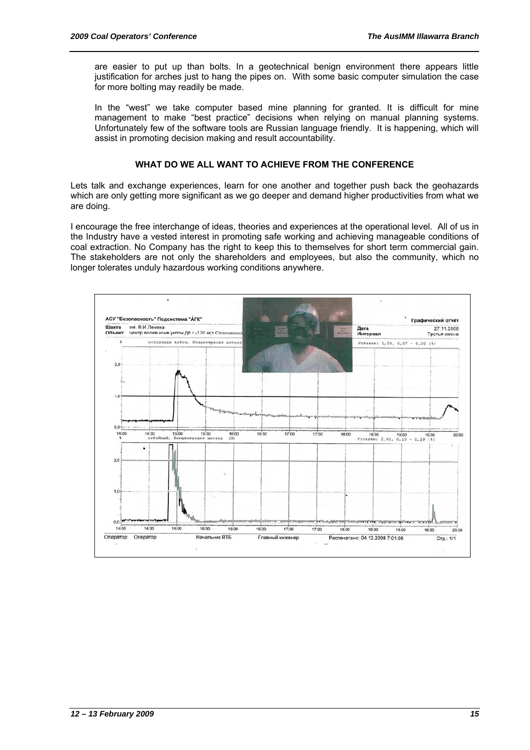are easier to put up than bolts. In a geotechnical benign environment there appears little justification for arches just to hang the pipes on. With some basic computer simulation the case for more bolting may readily be made.

In the "west" we take computer based mine planning for granted. It is difficult for mine management to make "best practice" decisions when relying on manual planning systems. Unfortunately few of the software tools are Russian language friendly. It is happening, which will assist in promoting decision making and result accountability.

## WHAT DO WE ALL WANT TO ACHIEVE FROM THE CONFERENCE

Lets talk and exchange experiences, learn for one another and together push back the geohazards which are only getting more significant as we go deeper and demand higher productivities from what we are doing.

I encourage the free interchange of ideas, theories and experiences at the operational level. All of us in the Industry have a vested interest in promoting safe working and achieving manageable conditions of coal extraction. No Company has the right to keep this to themselves for short term commercial gain. The stakeholders are not only the shareholders and employees, but also the community, which no longer tolerates unduly hazardous working conditions anywhere.

АСУ "Безопасность" Подсистема "АГК"

Графический отчёт

Шахта им. В.И.Ленина

Объект центр полев конв уклон Д6 г.-170 м(з Солонинина

Дата 27.11.2008

Интервал Третья смена

% исходящая забоя, Концентрация метана

Уставки: 1,00, 0,07 - 0,20 (%)

2,0
1,0
0,0

14:00 14:30 15:00 15:30 16:00 16:30 17:00 17:30 18:00 18:30 19:00 19:30 20:00

% забойный, Концентрация метана (М)

Уставки: 2,00, 0,10 - 0,29 (%)

2,0
1,0
0,0

14:00 14:30 15:00 15:30 16:00 16:30 17:00 17:30 18:00 18:30 19:00 19:30 20:00

Оператор: Оператор Начальник ВТБ Главный инженер Распечатано: 04.12.2008 7:01:08 Стр.: 1/1